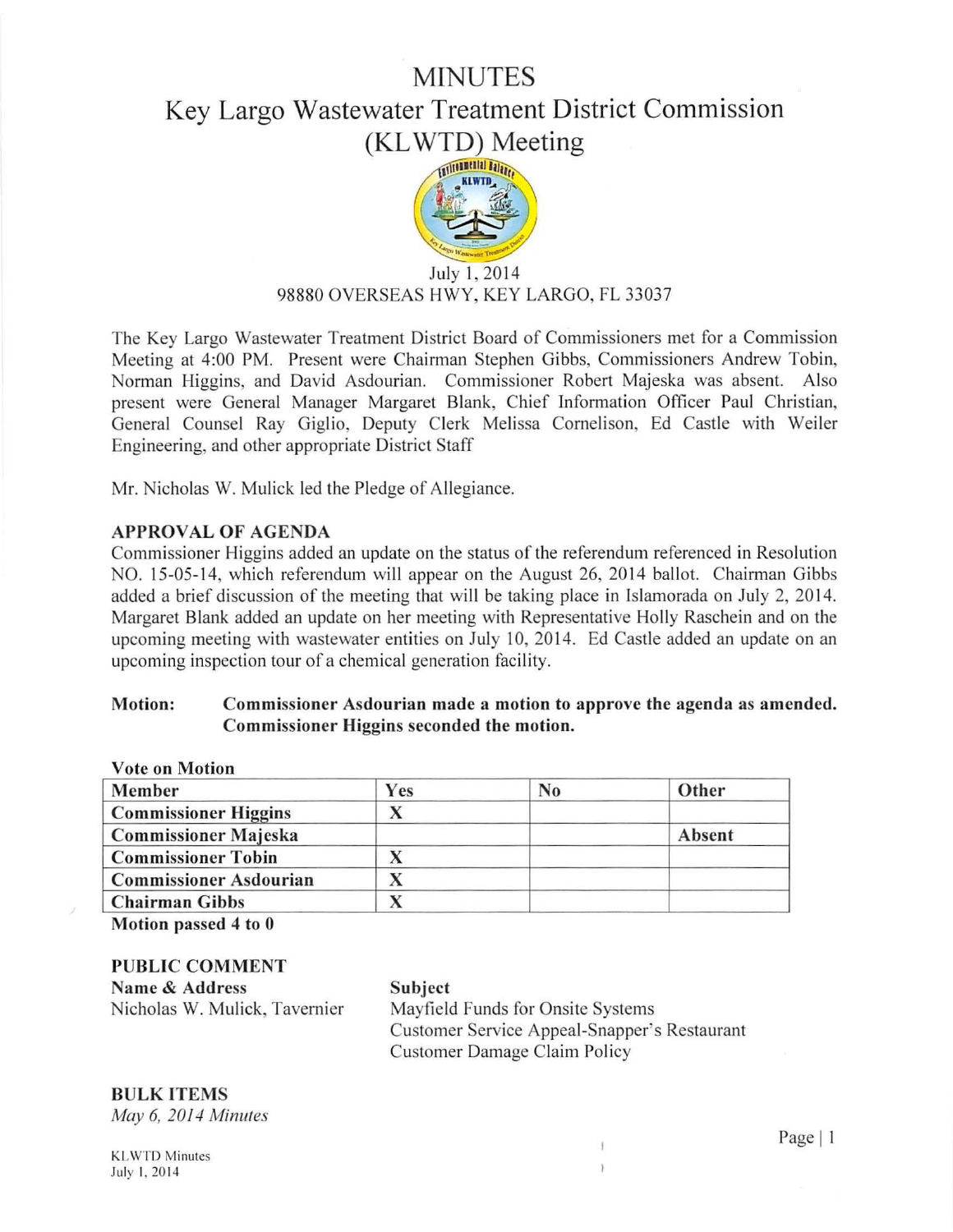# MINUTES

# Key Largo Wastewater Treatment District Commission (KLWTD) Meeting

July 1, 2014
98880 OVERSEAS HWY, KEY LARGO, FL 33037

The Key Largo Wastewater Treatment District Board of Commissioners met for a Commission Meeting at 4:00 PM. Present were Chairman Stephen Gibbs, Commissioners Andrew Tobin, Norman Higgins, and David Asdourian. Commissioner Robert Majeska was absent. Also present were General Manager Margaret Blank, Chief Information Officer Paul Christian, General Counsel Ray Giglio, Deputy Clerk Melissa Cornelison, Ed Castle with Weiler Engineering, and other appropriate District Staff

Mr. Nicholas W. Mulick led the Pledge of Allegiance.

### APPROVAL OF AGENDA

Commissioner Higgins added an update on the status of the referendum referenced in Resolution NO. 15-05-14, which referendum will appear on the August 26, 2014 ballot. Chairman Gibbs added a brief discussion of the meeting that will be taking place in Islamorada on July 2, 2014. Margaret Blank added an update on her meeting with Representative Holly Raschein and on the upcoming meeting with wastewater entities on July 10, 2014. Ed Castle added an update on an upcoming inspection tour of a chemical generation facility.

**Motion: Commissioner Asdourian made a motion to approve the agenda as amended. Commissioner Higgins seconded the motion.**

**Vote on Motion**

| Member | Yes | No | Other |
|---|---|---|---|
| Commissioner Higgins | X | | |
| Commissioner Majeska | | | Absent |
| Commissioner Tobin | X | | |
| Commissioner Asdourian | X | | |
| Chairman Gibbs | X | | |

**Motion passed 4 to 0**

### PUBLIC COMMENT

| Name & Address | Subject |
|---|---|
| Nicholas W. Mulick, Tavernier | Mayfield Funds for Onsite Systems<br>Customer Service Appeal-Snapper's Restaurant<br>Customer Damage Claim Policy |

### BULK ITEMS

*May 6, 2014 Minutes*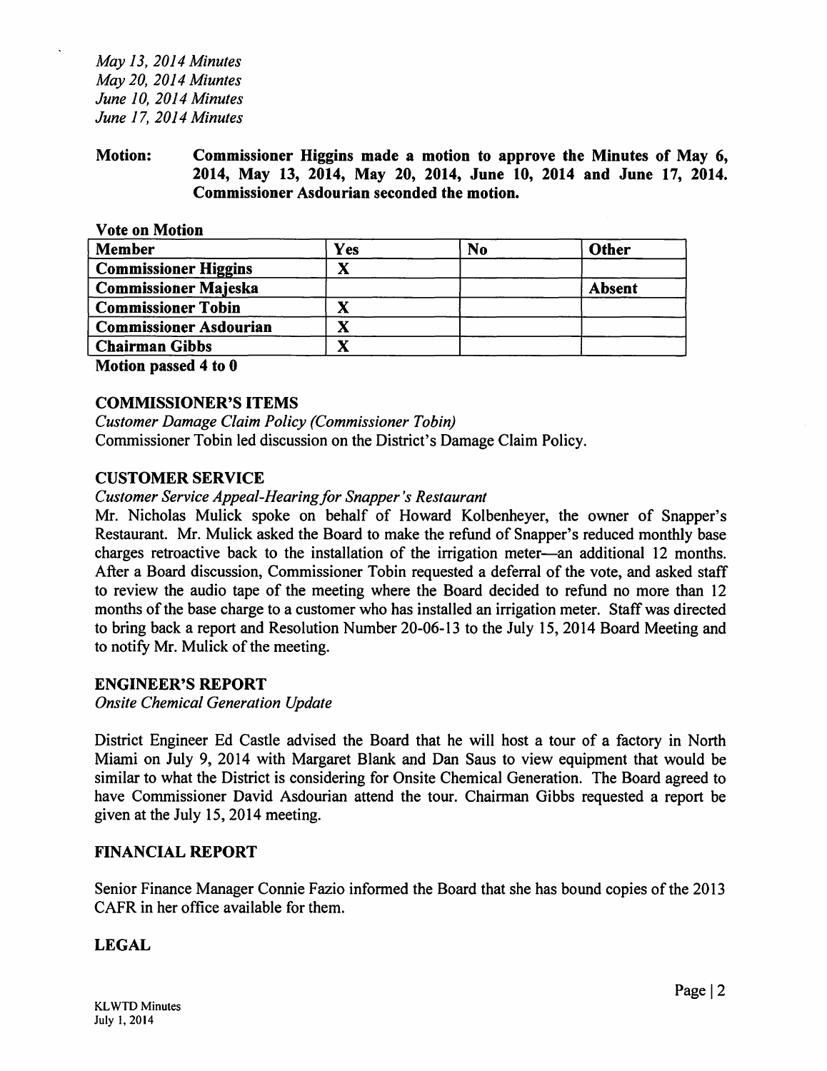*May 13, 2014 Minutes*
*May 20, 2014 Miuntes*
*June 10, 2014 Minutes*
*June 17, 2014 Minutes*

**Motion: Commissioner Higgins made a motion to approve the Minutes of May 6, 2014, May 13, 2014, May 20, 2014, June 10, 2014 and June 17, 2014. Commissioner Asdourian seconded the motion.**

**Vote on Motion**

| Member | Yes | No | Other |
|---|---|---|---|
| **Commissioner Higgins** | X | | |
| **Commissioner Majeska** | | | **Absent** |
| **Commissioner Tobin** | X | | |
| **Commissioner Asdourian** | X | | |
| **Chairman Gibbs** | X | | |

**Motion passed 4 to 0**

## COMMISSIONER'S ITEMS

*Customer Damage Claim Policy (Commissioner Tobin)*

Commissioner Tobin led discussion on the District's Damage Claim Policy.

## CUSTOMER SERVICE

*Customer Service Appeal-Hearing for Snapper's Restaurant*

Mr. Nicholas Mulick spoke on behalf of Howard Kolbenheyer, the owner of Snapper's Restaurant. Mr. Mulick asked the Board to make the refund of Snapper's reduced monthly base charges retroactive back to the installation of the irrigation meter—an additional 12 months. After a Board discussion, Commissioner Tobin requested a deferral of the vote, and asked staff to review the audio tape of the meeting where the Board decided to refund no more than 12 months of the base charge to a customer who has installed an irrigation meter. Staff was directed to bring back a report and Resolution Number 20-06-13 to the July 15, 2014 Board Meeting and to notify Mr. Mulick of the meeting.

## ENGINEER'S REPORT

*Onsite Chemical Generation Update*

District Engineer Ed Castle advised the Board that he will host a tour of a factory in North Miami on July 9, 2014 with Margaret Blank and Dan Saus to view equipment that would be similar to what the District is considering for Onsite Chemical Generation. The Board agreed to have Commissioner David Asdourian attend the tour. Chairman Gibbs requested a report be given at the July 15, 2014 meeting.

## FINANCIAL REPORT

Senior Finance Manager Connie Fazio informed the Board that she has bound copies of the 2013 CAFR in her office available for them.

## LEGAL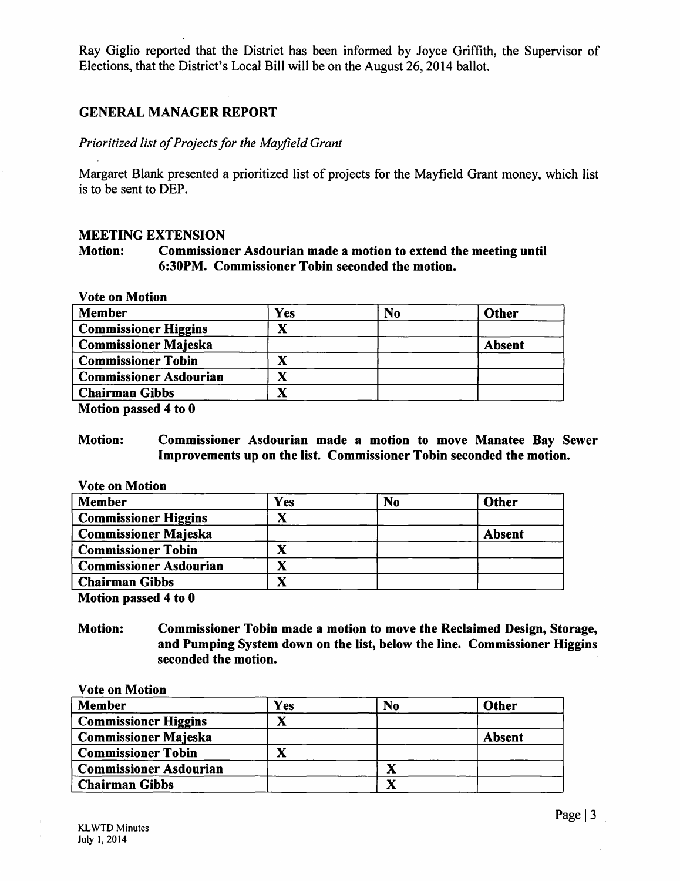Ray Giglio reported that the District has been informed by Joyce Griffith, the Supervisor of Elections, that the District's Local Bill will be on the August 26, 2014 ballot.

## GENERAL MANAGER REPORT

*Prioritized list of Projects for the Mayfield Grant*

Margaret Blank presented a prioritized list of projects for the Mayfield Grant money, which list is to be sent to DEP.

## MEETING EXTENSION

**Motion: Commissioner Asdourian made a motion to extend the meeting until 6:30PM. Commissioner Tobin seconded the motion.**

**Vote on Motion**

| Member | Yes | No | Other |
|---|---|---|---|
| Commissioner Higgins | X | | |
| Commissioner Majeska | | | Absent |
| Commissioner Tobin | X | | |
| Commissioner Asdourian | X | | |
| Chairman Gibbs | X | | |

**Motion passed 4 to 0**

**Motion: Commissioner Asdourian made a motion to move Manatee Bay Sewer Improvements up on the list. Commissioner Tobin seconded the motion.**

**Vote on Motion**

| Member | Yes | No | Other |
|---|---|---|---|
| Commissioner Higgins | X | | |
| Commissioner Majeska | | | Absent |
| Commissioner Tobin | X | | |
| Commissioner Asdourian | X | | |
| Chairman Gibbs | X | | |

**Motion passed 4 to 0**

**Motion: Commissioner Tobin made a motion to move the Reclaimed Design, Storage, and Pumping System down on the list, below the line. Commissioner Higgins seconded the motion.**

**Vote on Motion**

| Member | Yes | No | Other |
|---|---|---|---|
| Commissioner Higgins | X | | |
| Commissioner Majeska | | | Absent |
| Commissioner Tobin | X | | |
| Commissioner Asdourian | | X | |
| Chairman Gibbs | | X | |

KLWTD Minutes
July 1, 2014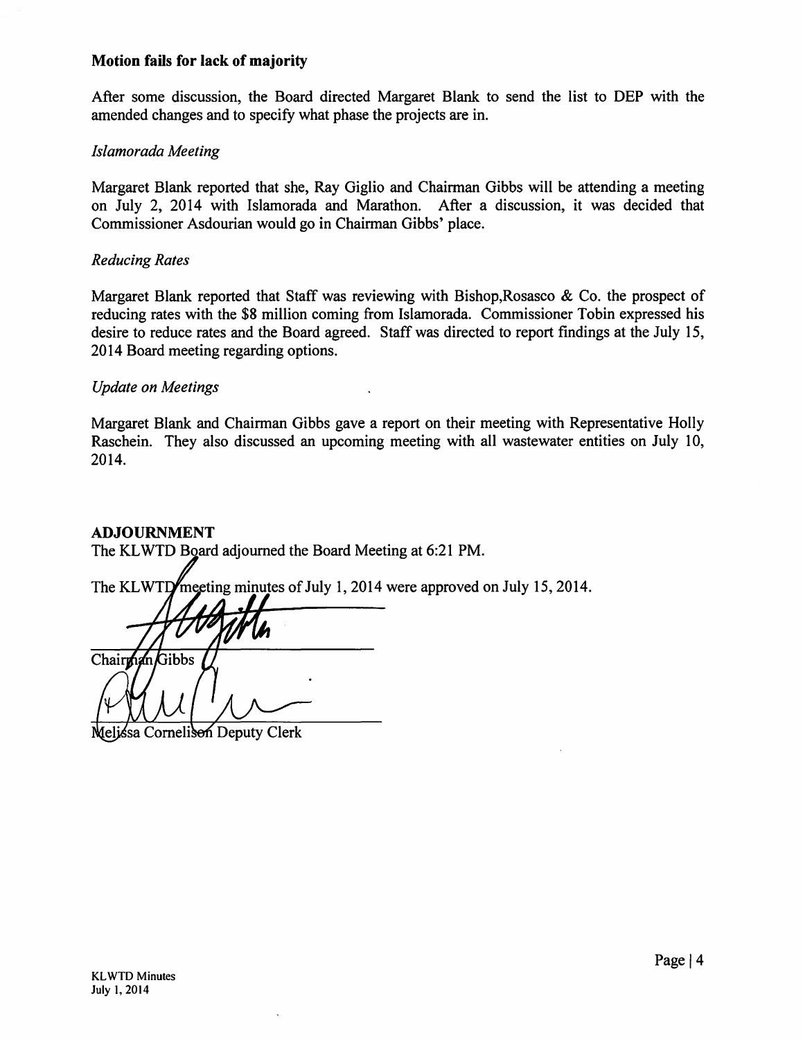**Motion fails for lack of majority**

After some discussion, the Board directed Margaret Blank to send the list to DEP with the amended changes and to specify what phase the projects are in.

*Islamorada Meeting*

Margaret Blank reported that she, Ray Giglio and Chairman Gibbs will be attending a meeting on July 2, 2014 with Islamorada and Marathon. After a discussion, it was decided that Commissioner Asdourian would go in Chairman Gibbs' place.

*Reducing Rates*

Margaret Blank reported that Staff was reviewing with Bishop,Rosasco & Co. the prospect of reducing rates with the $8 million coming from Islamorada. Commissioner Tobin expressed his desire to reduce rates and the Board agreed. Staff was directed to report findings at the July 15, 2014 Board meeting regarding options.

*Update on Meetings*

Margaret Blank and Chairman Gibbs gave a report on their meeting with Representative Holly Raschein. They also discussed an upcoming meeting with all wastewater entities on July 10, 2014.

**ADJOURNMENT**

The KLWTD Board adjourned the Board Meeting at 6:21 PM.

The KLWTD meeting minutes of July 1, 2014 were approved on July 15, 2014.

Chairman Gibbs

Melissa Cornelison Deputy Clerk

KLWTD Minutes
July 1, 2014